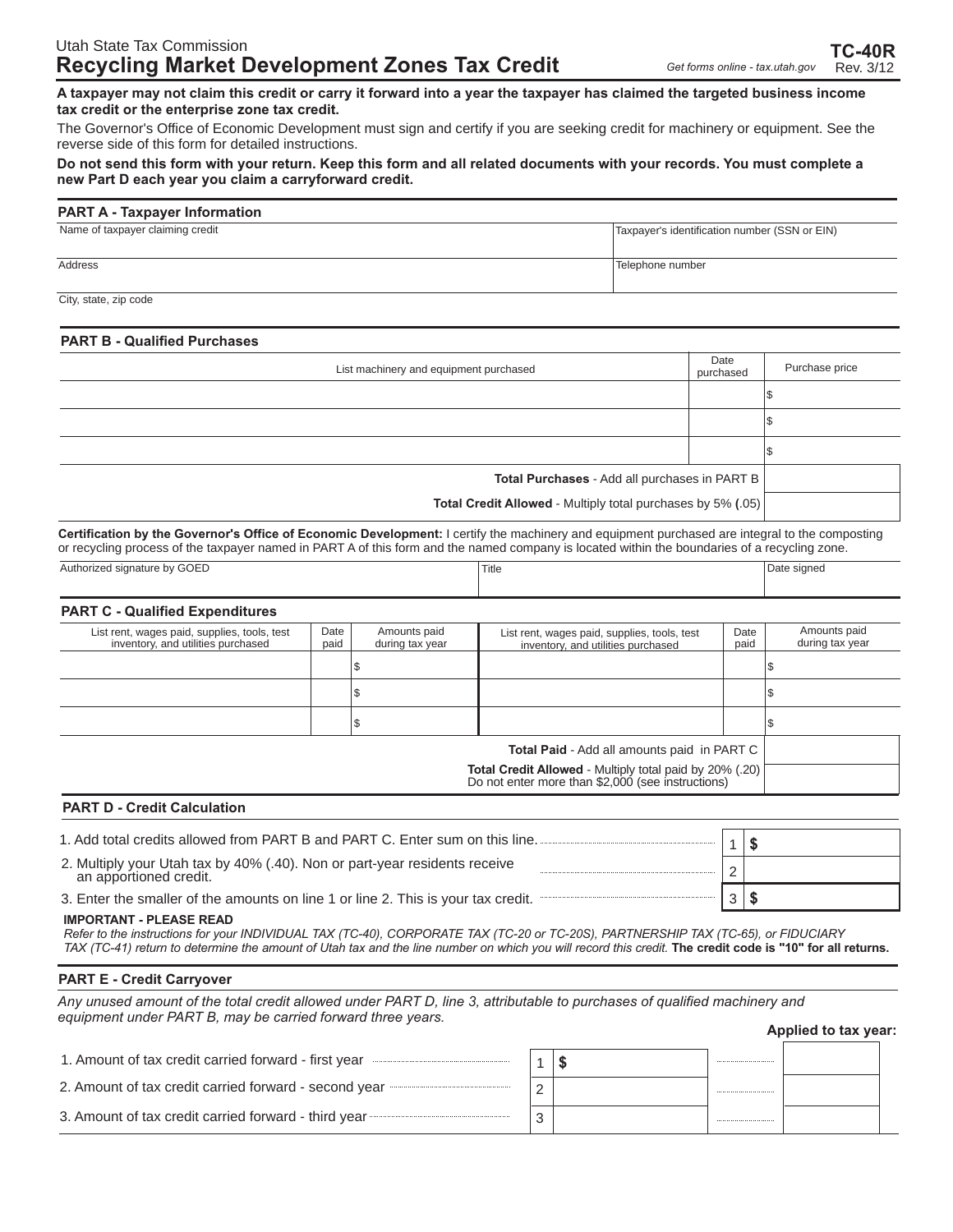Utah State Tax Commission

# Recycling Market Development Zones Tax Credit

Get forms online - tax.utah.gov

**TC-40R**
Rev. 3/12

**A taxpayer may not claim this credit or carry it forward into a year the taxpayer has claimed the targeted business income tax credit or the enterprise zone tax credit.**

The Governor's Office of Economic Development must sign and certify if you are seeking credit for machinery or equipment. See the reverse side of this form for detailed instructions.

**Do not send this form with your return. Keep this form and all related documents with your records. You must complete a new Part D each year you claim a carryforward credit.**

## PART A - Taxpayer Information

| Name of taxpayer claiming credit | Taxpayer's identification number (SSN or EIN) |
|---|---|
| Address | Telephone number |
| City, state, zip code | |

## PART B - Qualified Purchases

| List machinery and equipment purchased | Date purchased | Purchase price |
|---|---|---|
| | | $ |
| | | $ |
| | | $ |
| **Total Purchases** - Add all purchases in PART B | | |
| **Total Credit Allowed** - Multiply total purchases by 5% **(**.05) | | |

**Certification by the Governor's Office of Economic Development:** I certify the machinery and equipment purchased are integral to the composting or recycling process of the taxpayer named in PART A of this form and the named company is located within the boundaries of a recycling zone.

| Authorized signature by GOED | Title | Date signed |
|---|---|---|
| | | |

## PART C - Qualified Expenditures

| List rent, wages paid, supplies, tools, test inventory, and utilities purchased | Date paid | Amounts paid during tax year | List rent, wages paid, supplies, tools, test inventory, and utilities purchased | Date paid | Amounts paid during tax year |
|---|---|---|---|---|---|
| | | $ | | | $ |
| | | $ | | | $ |
| | | $ | | | $ |
| | | | | **Total Paid** - Add all amounts paid in PART C | |
| | | | | **Total Credit Allowed** - Multiply total paid by 20% (.20) Do not enter more than $2,000 (see instructions) | |

## PART D - Credit Calculation

| | | |
|---|---|---|
| 1. Add total credits allowed from PART B and PART C. Enter sum on this line. | 1 | $ |
| 2. Multiply your Utah tax by 40% (.40). Non or part-year residents receive an apportioned credit. | 2 | |
| 3. Enter the smaller of the amounts on line 1 or line 2. This is your tax credit. | 3 | $ |

**IMPORTANT - PLEASE READ**

*Refer to the instructions for your INDIVIDUAL TAX (TC-40), CORPORATE TAX (TC-20 or TC-20S), PARTNERSHIP TAX (TC-65), or FIDUCIARY TAX (TC-41) return to determine the amount of Utah tax and the line number on which you will record this credit.* **The credit code is "10" for all returns.**

## PART E - Credit Carryover

*Any unused amount of the total credit allowed under PART D, line 3, attributable to purchases of qualified machinery and equipment under PART B, may be carried forward three years.*

| | | | **Applied to tax year:** |
|---|---|---|---|
| 1. Amount of tax credit carried forward - first year | 1 | $ | |
| 2. Amount of tax credit carried forward - second year | 2 | | |
| 3. Amount of tax credit carried forward - third year | 3 | | |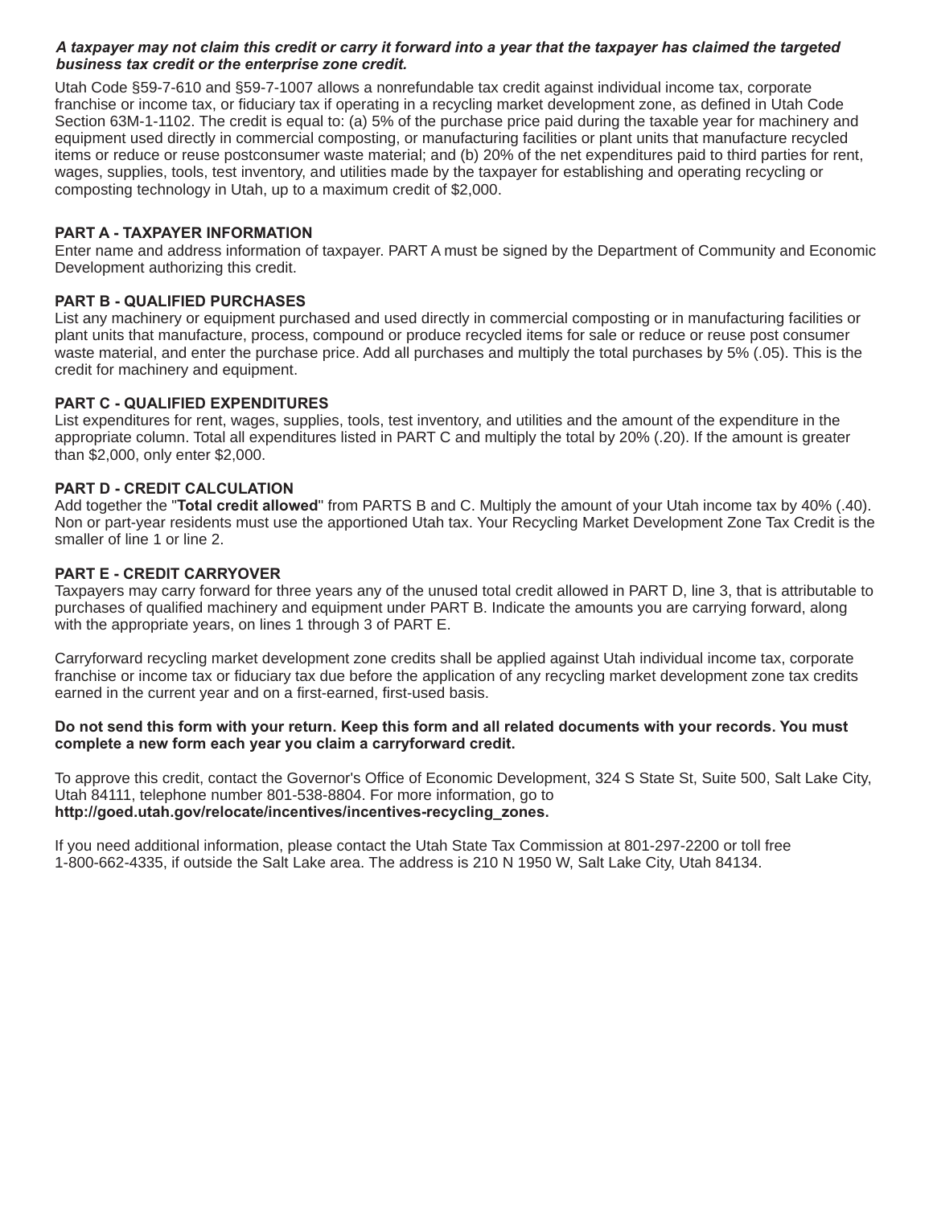***A taxpayer may not claim this credit or carry it forward into a year that the taxpayer has claimed the targeted business tax credit or the enterprise zone credit.***

Utah Code §59-7-610 and §59-7-1007 allows a nonrefundable tax credit against individual income tax, corporate franchise or income tax, or fiduciary tax if operating in a recycling market development zone, as defined in Utah Code Section 63M-1-1102. The credit is equal to: (a) 5% of the purchase price paid during the taxable year for machinery and equipment used directly in commercial composting, or manufacturing facilities or plant units that manufacture recycled items or reduce or reuse postconsumer waste material; and (b) 20% of the net expenditures paid to third parties for rent, wages, supplies, tools, test inventory, and utilities made by the taxpayer for establishing and operating recycling or composting technology in Utah, up to a maximum credit of $2,000.

**PART A - TAXPAYER INFORMATION**
Enter name and address information of taxpayer. PART A must be signed by the Department of Community and Economic Development authorizing this credit.

**PART B - QUALIFIED PURCHASES**
List any machinery or equipment purchased and used directly in commercial composting or in manufacturing facilities or plant units that manufacture, process, compound or produce recycled items for sale or reduce or reuse post consumer waste material, and enter the purchase price. Add all purchases and multiply the total purchases by 5% (.05). This is the credit for machinery and equipment.

**PART C - QUALIFIED EXPENDITURES**
List expenditures for rent, wages, supplies, tools, test inventory, and utilities and the amount of the expenditure in the appropriate column. Total all expenditures listed in PART C and multiply the total by 20% (.20). If the amount is greater than $2,000, only enter $2,000.

**PART D - CREDIT CALCULATION**
Add together the "**Total credit allowed**" from PARTS B and C. Multiply the amount of your Utah income tax by 40% (.40). Non or part-year residents must use the apportioned Utah tax. Your Recycling Market Development Zone Tax Credit is the smaller of line 1 or line 2.

**PART E - CREDIT CARRYOVER**
Taxpayers may carry forward for three years any of the unused total credit allowed in PART D, line 3, that is attributable to purchases of qualified machinery and equipment under PART B. Indicate the amounts you are carrying forward, along with the appropriate years, on lines 1 through 3 of PART E.

Carryforward recycling market development zone credits shall be applied against Utah individual income tax, corporate franchise or income tax or fiduciary tax due before the application of any recycling market development zone tax credits earned in the current year and on a first-earned, first-used basis.

**Do not send this form with your return. Keep this form and all related documents with your records. You must complete a new form each year you claim a carryforward credit.**

To approve this credit, contact the Governor's Office of Economic Development, 324 S State St, Suite 500, Salt Lake City, Utah 84111, telephone number 801-538-8804. For more information, go to **http://goed.utah.gov/relocate/incentives/incentives-recycling_zones.**

If you need additional information, please contact the Utah State Tax Commission at 801-297-2200 or toll free 1-800-662-4335, if outside the Salt Lake area. The address is 210 N 1950 W, Salt Lake City, Utah 84134.